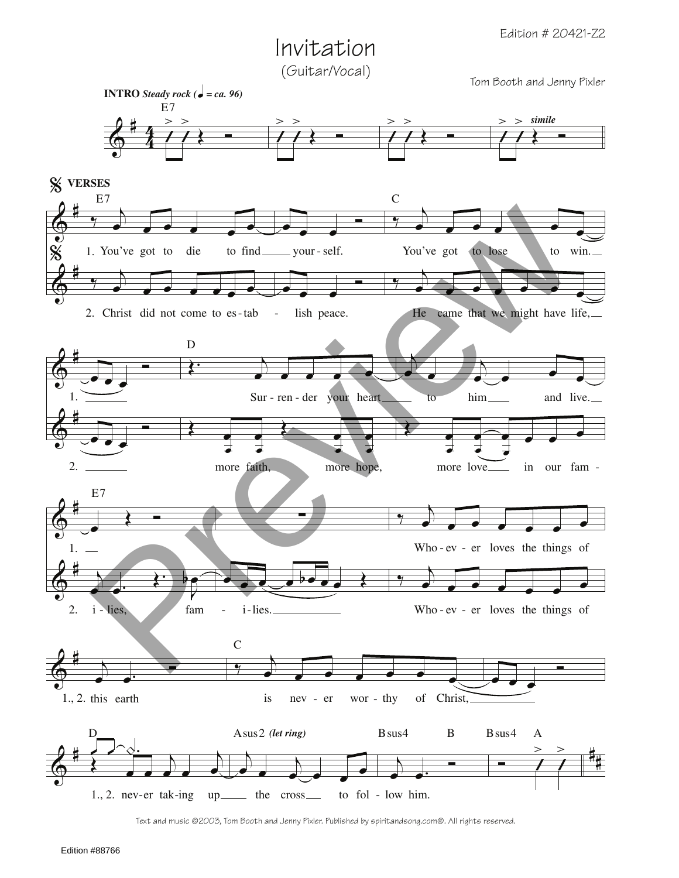Edition # 20421-Z2

# Invitation

(Guitar/Vocal)

Tom Booth and Jenny Pixler

**INTRO** *Steady rock* (♩ = ca. 96)

E7 — *simile*

**VERSES**

E7 — C

1. You've got to die to find your-self. You've got to lose to win.

2. Christ did not come to es-tab - lish peace. He came that we might have life,

D

1. Sur-ren-der your heart to him and live.

2. more faith, more hope, more love in our fam -

E7

1. Who-ev-er loves the things of

2. i-lies, fam - i-lies. Who-ev-er loves the things of

C

1., 2. this earth is nev-er wor-thy of Christ,

D — Asus2 *(let ring)* — Bsus4 — B — Bsus4 — A

1., 2. nev-er tak-ing up the cross to fol-low him.

Text and music ©2003, Tom Booth and Jenny Pixler. Published by spiritandsong.com®. All rights reserved.

Edition #88766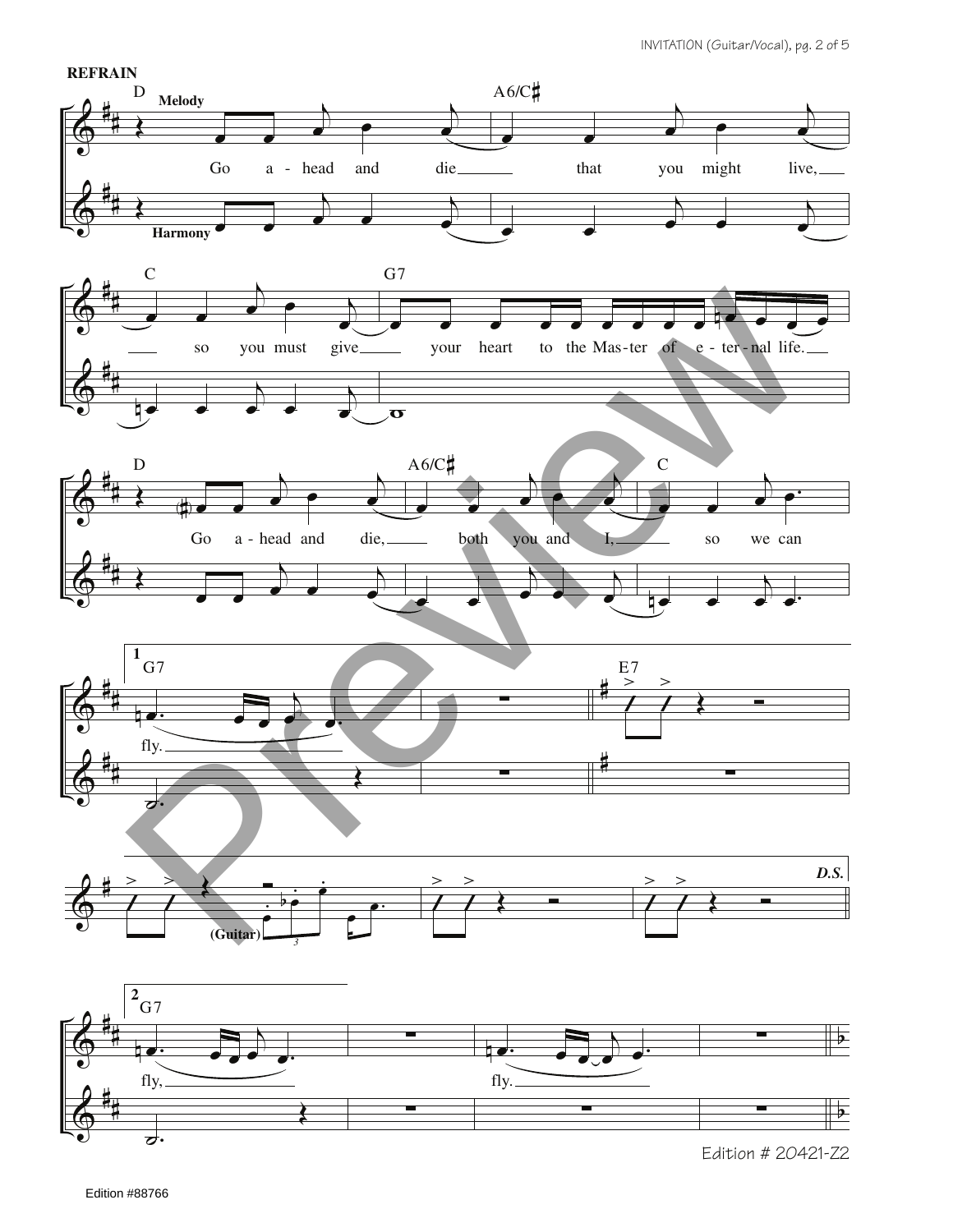**REFRAIN**

D — Melody — A6/C♯

Go a - head and die that you might live,

Harmony

C — G7

so you must give your heart to the Mas-ter of e - ter - nal life.

D — A6/C♯ — C

Go a - head and die, both you and I, so we can

1. G7 — E7

fly.

(Guitar)

*D.S.*

2. G7

fly, fly.

Edition # 20421-Z2

Edition #88766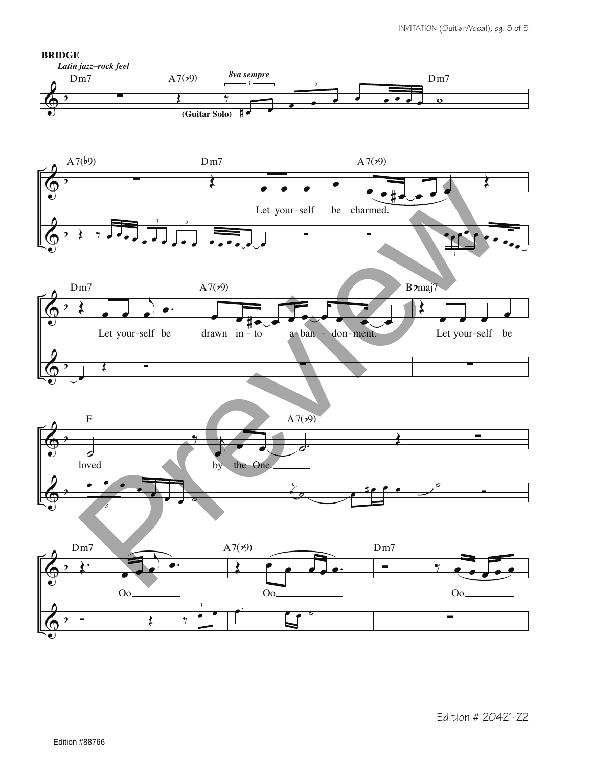**BRIDGE**

*Latin jazz–rock feel*

Dm7 | A7(♭9) *8va sempre* (Guitar Solo) | Dm7

A7(♭9) | Dm7 | A7(♭9)

Let your-self be charmed.

Dm7 | A7(♭9) | B♭maj7

Let your-self be drawn in-to a-ban-don-ment. Let your-self be

F | A7(♭9)

loved by the One.

Dm7 | A7(♭9) | Dm7

Oo Oo Oo

Edition # 20421-Z2

Edition #88766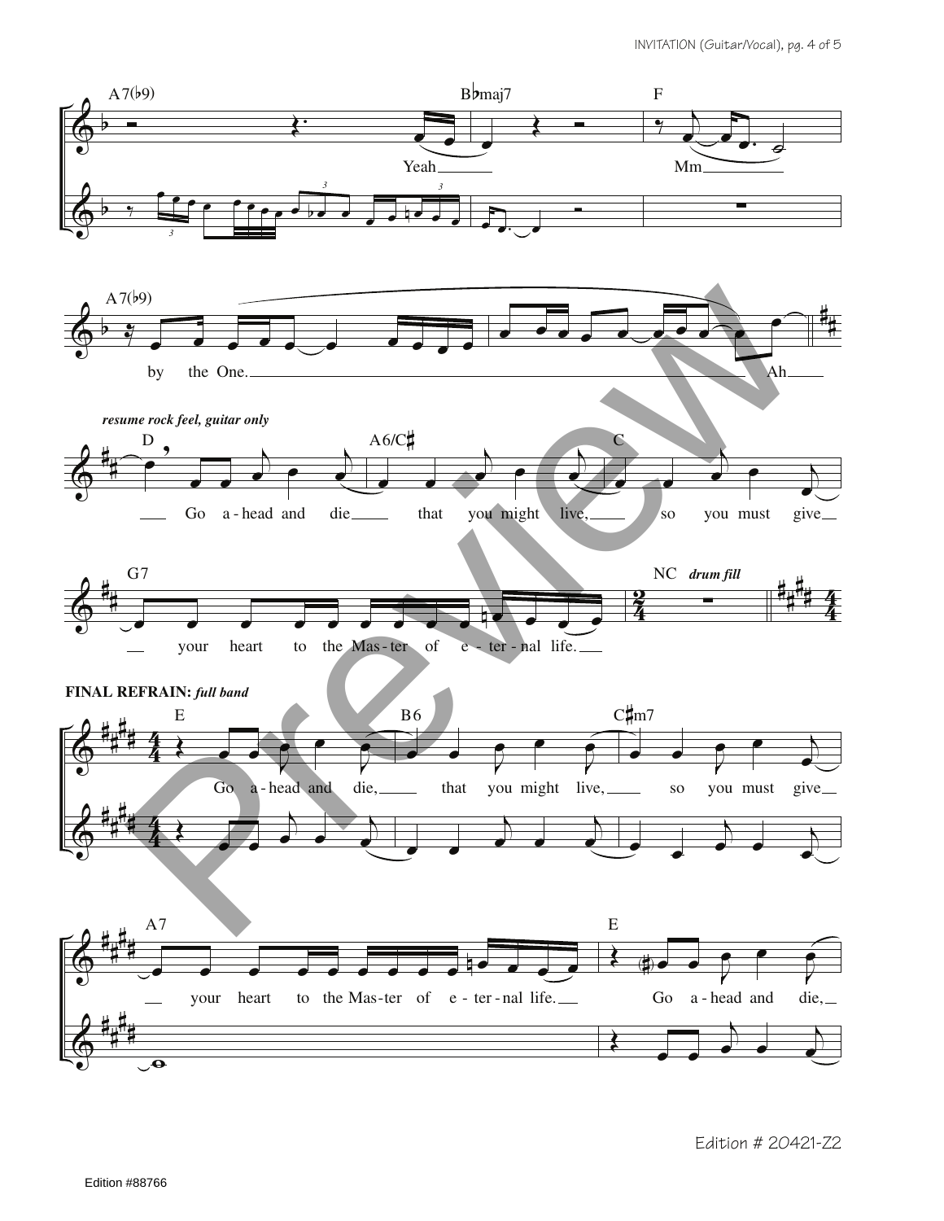A7(♭9) — B♭maj7 — F

Yeah ___ Mm ___

A7(♭9)

by the One. ___ Ah ___

*resume rock feel, guitar only*

D — A6/C♯ — C

___ Go a - head and die ___ that you might live, ___ so you must give ___

G7 — NC *drum fill*

___ your heart to the Mas - ter of e - ter - nal life. ___

**FINAL REFRAIN:** *full band*

E — B6 — C♯m7

Go a - head and die, ___ that you might live, ___ so you must give ___

A7 — E

___ your heart to the Mas - ter of e - ter - nal life. ___ Go a - head and die, ___

Edition # 20421-Z2

Edition #88766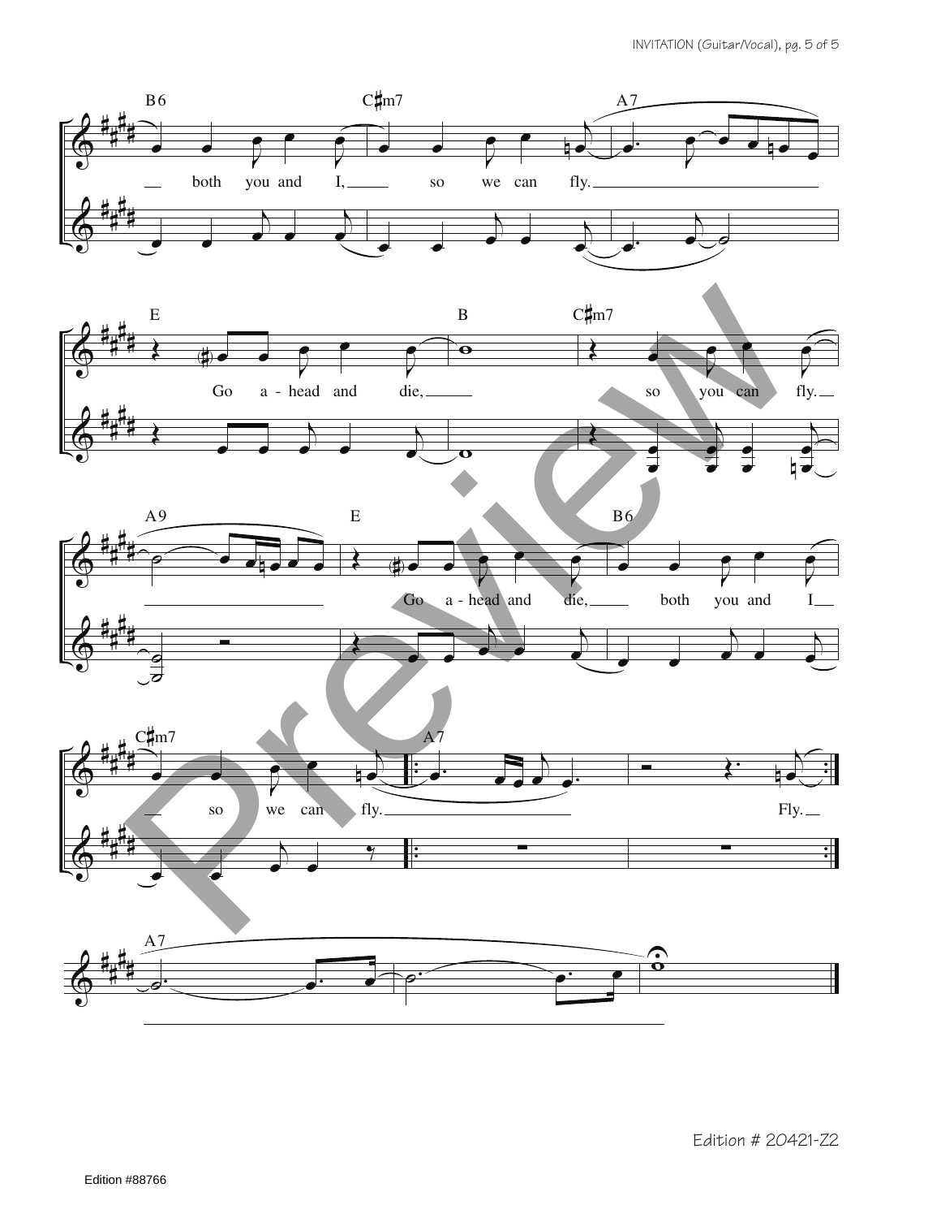B6 C♯m7 A7

both you and I, so we can fly.

E B C♯m7

Go a-head and die, so you can fly.

A9 E B6

Go a-head and die, both you and I

C♯m7 A7

so we can fly. Fly.

A7

Preview

Edition # 20421-Z2

Edition #88766